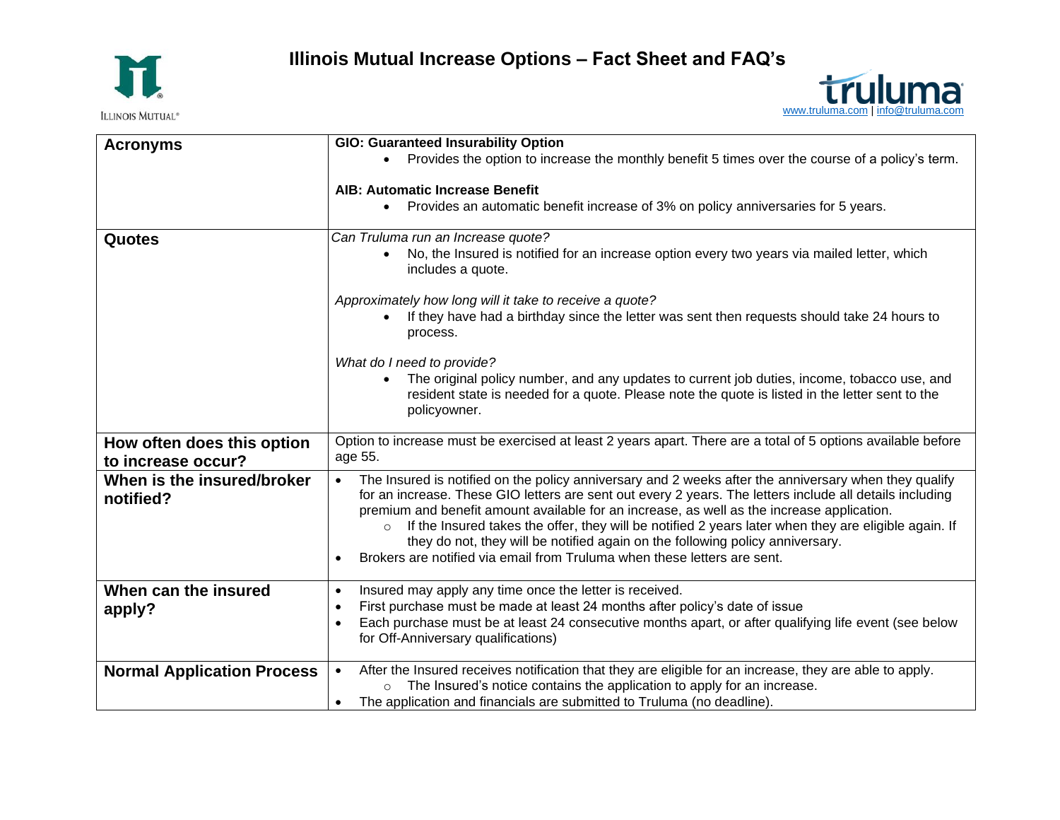# Illinois Mutual Increase Options – Fact Sheet and FAQ's

ILLINOIS MUTUAL®

truluma
www.truluma.com | info@truluma.com

| | |
|---|---|
| **Acronyms** | **GIO: Guaranteed Insurability Option**<br>• Provides the option to increase the monthly benefit 5 times over the course of a policy's term.<br><br>**AIB: Automatic Increase Benefit**<br>• Provides an automatic benefit increase of 3% on policy anniversaries for 5 years. |
| **Quotes** | *Can Truluma run an Increase quote?*<br>• No, the Insured is notified for an increase option every two years via mailed letter, which includes a quote.<br><br>*Approximately how long will it take to receive a quote?*<br>• If they have had a birthday since the letter was sent then requests should take 24 hours to process.<br><br>*What do I need to provide?*<br>• The original policy number, and any updates to current job duties, income, tobacco use, and resident state is needed for a quote. Please note the quote is listed in the letter sent to the policyowner. |
| **How often does this option to increase occur?** | Option to increase must be exercised at least 2 years apart. There are a total of 5 options available before age 55. |
| **When is the insured/broker notified?** | • The Insured is notified on the policy anniversary and 2 weeks after the anniversary when they qualify for an increase. These GIO letters are sent out every 2 years. The letters include all details including premium and benefit amount available for an increase, as well as the increase application.<br>&nbsp;&nbsp;&nbsp;&nbsp;○ If the Insured takes the offer, they will be notified 2 years later when they are eligible again. If they do not, they will be notified again on the following policy anniversary.<br>• Brokers are notified via email from Truluma when these letters are sent. |
| **When can the insured apply?** | • Insured may apply any time once the letter is received.<br>• First purchase must be made at least 24 months after policy's date of issue<br>• Each purchase must be at least 24 consecutive months apart, or after qualifying life event (see below for Off-Anniversary qualifications) |
| **Normal Application Process** | • After the Insured receives notification that they are eligible for an increase, they are able to apply.<br>&nbsp;&nbsp;&nbsp;&nbsp;○ The Insured's notice contains the application to apply for an increase.<br>• The application and financials are submitted to Truluma (no deadline). |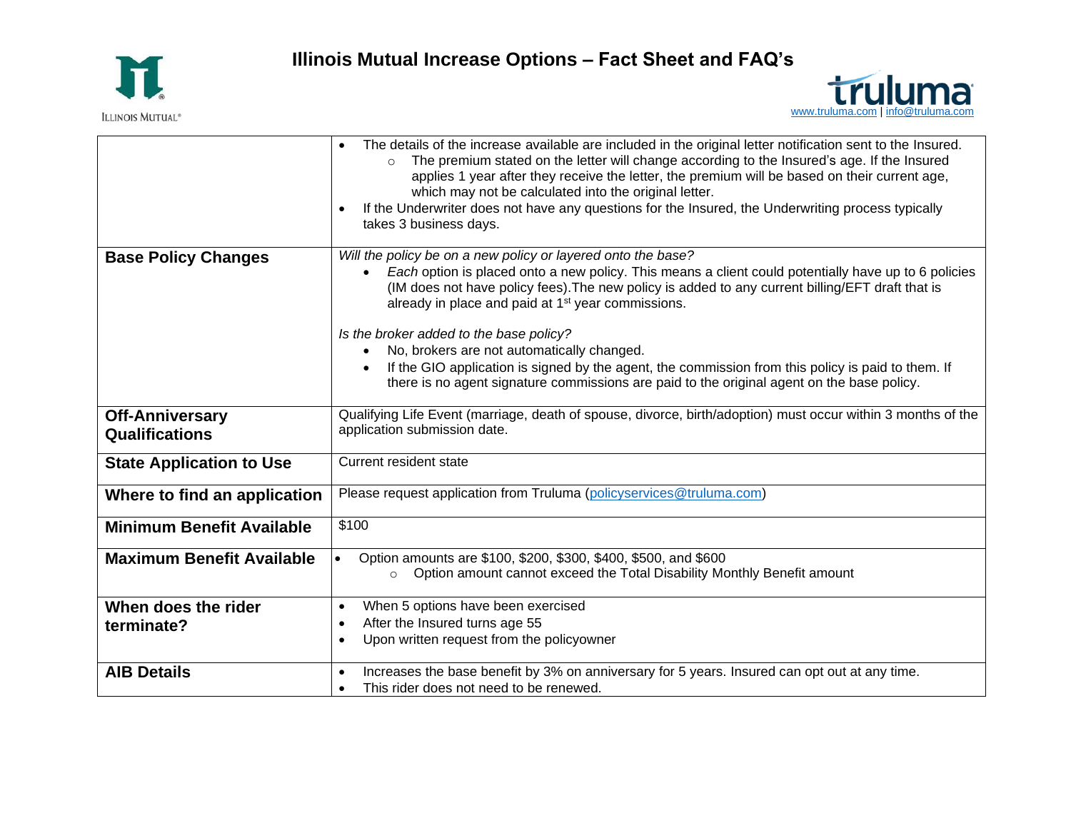# Illinois Mutual Increase Options – Fact Sheet and FAQ's

ILLINOIS MUTUAL®

truluma
www.truluma.com | info@truluma.com

| | |
|---|---|
| | • The details of the increase available are included in the original letter notification sent to the Insured.<br>  ○ The premium stated on the letter will change according to the Insured's age. If the Insured applies 1 year after they receive the letter, the premium will be based on their current age, which may not be calculated into the original letter.<br>• If the Underwriter does not have any questions for the Insured, the Underwriting process typically takes 3 business days. |
| **Base Policy Changes** | *Will the policy be on a new policy or layered onto the base?*<br>• *Each* option is placed onto a new policy. This means a client could potentially have up to 6 policies (IM does not have policy fees).The new policy is added to any current billing/EFT draft that is already in place and paid at 1st year commissions.<br><br>*Is the broker added to the base policy?*<br>• No, brokers are not automatically changed.<br>• If the GIO application is signed by the agent, the commission from this policy is paid to them. If there is no agent signature commissions are paid to the original agent on the base policy. |
| **Off-Anniversary Qualifications** | Qualifying Life Event (marriage, death of spouse, divorce, birth/adoption) must occur within 3 months of the application submission date. |
| **State Application to Use** | Current resident state |
| **Where to find an application** | Please request application from Truluma (policyservices@truluma.com) |
| **Minimum Benefit Available** | $100 |
| **Maximum Benefit Available** | • Option amounts are $100, $200, $300, $400, $500, and $600<br>  ○ Option amount cannot exceed the Total Disability Monthly Benefit amount |
| **When does the rider terminate?** | • When 5 options have been exercised<br>• After the Insured turns age 55<br>• Upon written request from the policyowner |
| **AIB Details** | • Increases the base benefit by 3% on anniversary for 5 years. Insured can opt out at any time.<br>• This rider does not need to be renewed. |